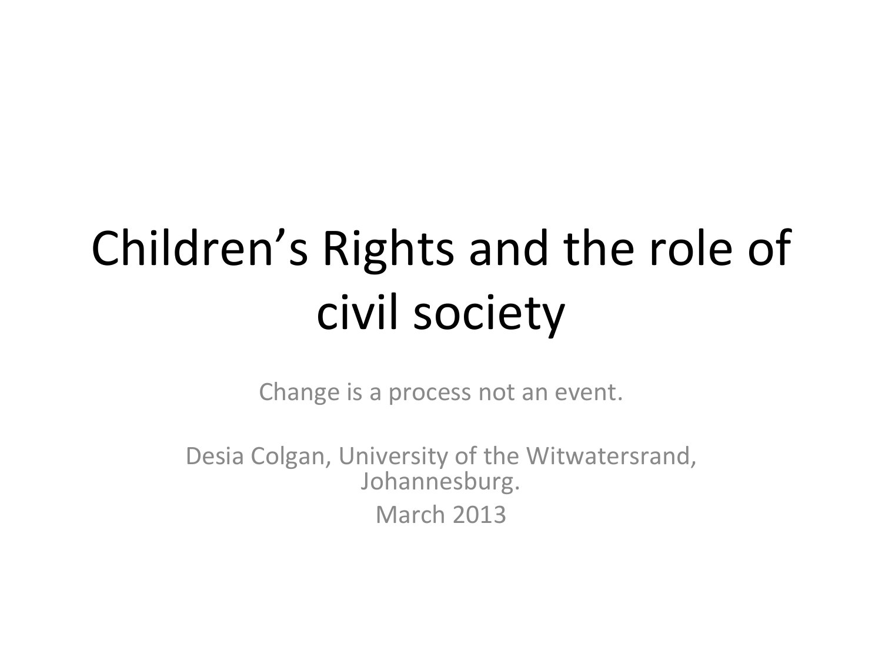# Children's Rights and the role of civil society

Change is a process not an event.

Desia Colgan, University of the Witwatersrand, Johannesburg.

March 2013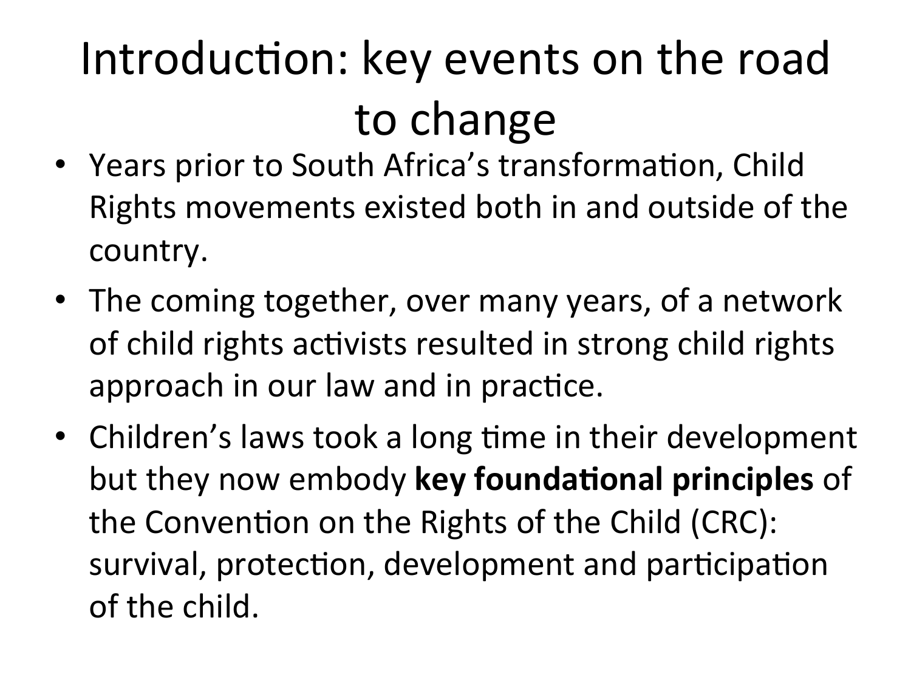# Introduction: key events on the road to change

- Years prior to South Africa's transformation, Child Rights movements existed both in and outside of the country.
- The coming together, over many years, of a network of child rights activists resulted in strong child rights approach in our law and in practice.
- Children's laws took a long time in their development but they now embody **key foundational principles** of the Convention on the Rights of the Child (CRC): survival, protection, development and participation of the child.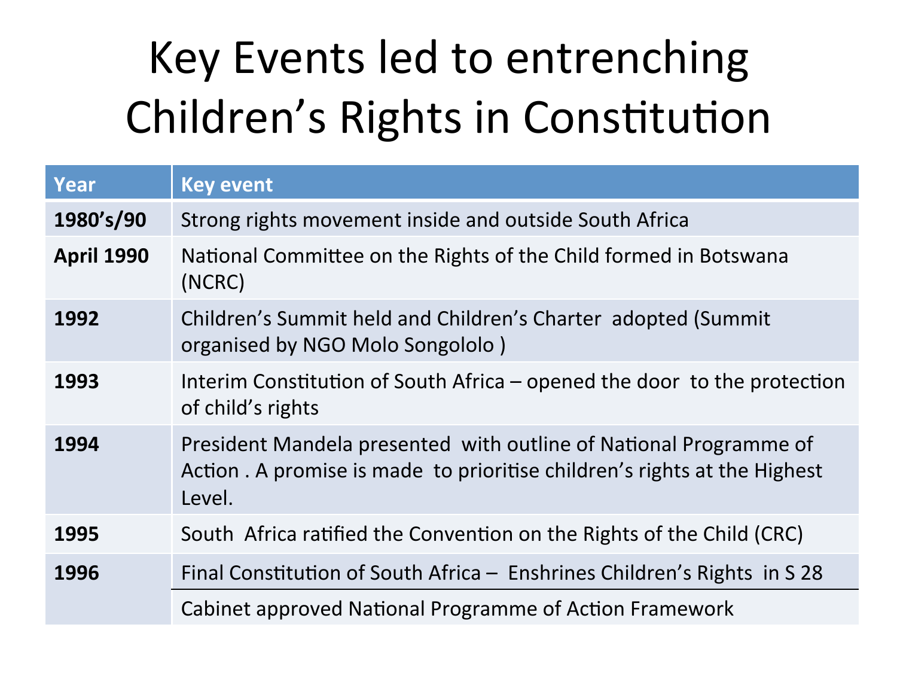# Key Events led to entrenching Children's Rights in Constitution

| Year | Key event |
|---|---|
| **1980's/90** | Strong rights movement inside and outside South Africa |
| **April 1990** | National Committee on the Rights of the Child formed in Botswana (NCRC) |
| **1992** | Children's Summit held and Children's Charter adopted (Summit organised by NGO Molo Songololo ) |
| **1993** | Interim Constitution of South Africa – opened the door to the protection of child's rights |
| **1994** | President Mandela presented with outline of National Programme of Action . A promise is made to prioritise children's rights at the Highest Level. |
| **1995** | South Africa ratified the Convention on the Rights of the Child (CRC) |
| **1996** | Final Constitution of South Africa – Enshrines Children's Rights in S 28 |
| | Cabinet approved National Programme of Action Framework |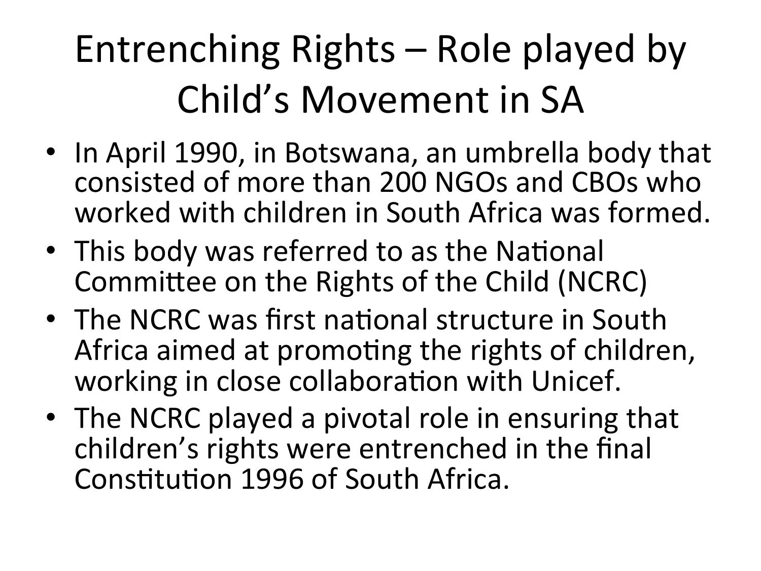# Entrenching Rights – Role played by Child's Movement in SA

- In April 1990, in Botswana, an umbrella body that consisted of more than 200 NGOs and CBOs who worked with children in South Africa was formed.
- This body was referred to as the National Committee on the Rights of the Child (NCRC)
- The NCRC was first national structure in South Africa aimed at promoting the rights of children, working in close collaboration with Unicef.
- The NCRC played a pivotal role in ensuring that children's rights were entrenched in the final Constitution 1996 of South Africa.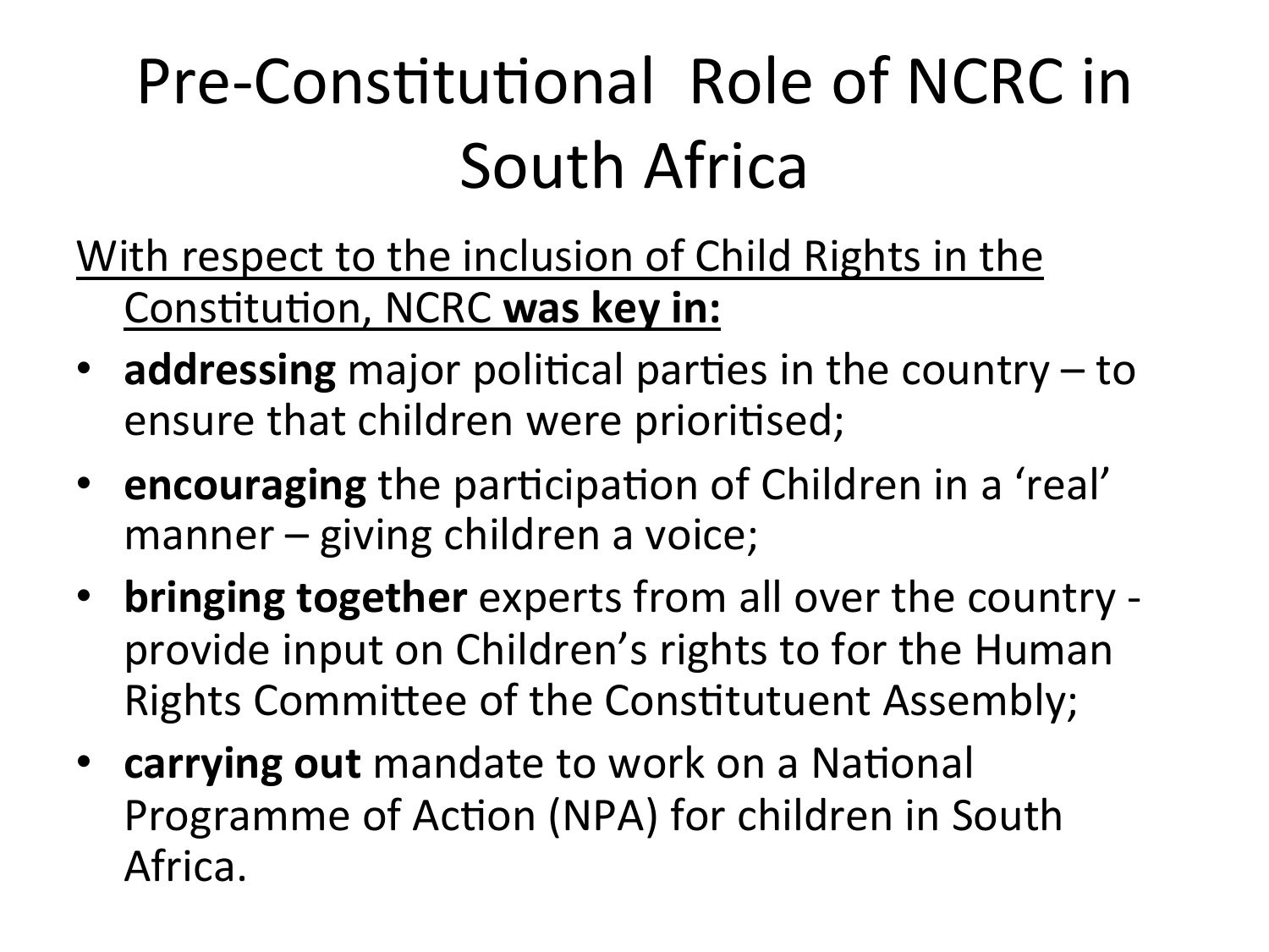# Pre-Constitutional Role of NCRC in South Africa

<u>With respect to the inclusion of Child Rights in the Constitution, NCRC **was key in:**</u>

- **addressing** major political parties in the country – to ensure that children were prioritised;
- **encouraging** the participation of Children in a 'real' manner – giving children a voice;
- **bringing together** experts from all over the country - provide input on Children's rights to for the Human Rights Committee of the Constitutuent Assembly;
- **carrying out** mandate to work on a National Programme of Action (NPA) for children in South Africa.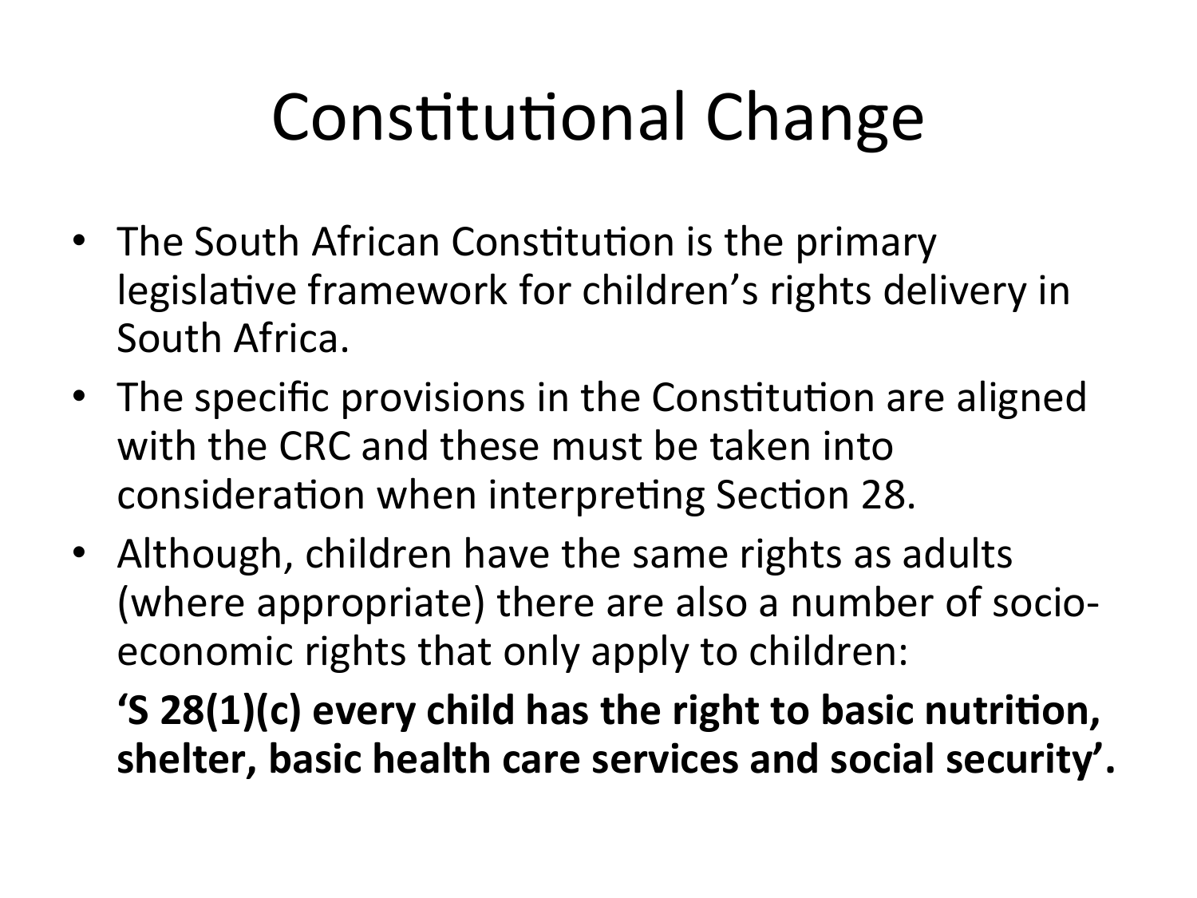# Constitutional Change

- The South African Constitution is the primary legislative framework for children's rights delivery in South Africa.
- The specific provisions in the Constitution are aligned with the CRC and these must be taken into consideration when interpreting Section 28.
- Although, children have the same rights as adults (where appropriate) there are also a number of socio-economic rights that only apply to children:

  **'S 28(1)(c) every child has the right to basic nutrition, shelter, basic health care services and social security'.**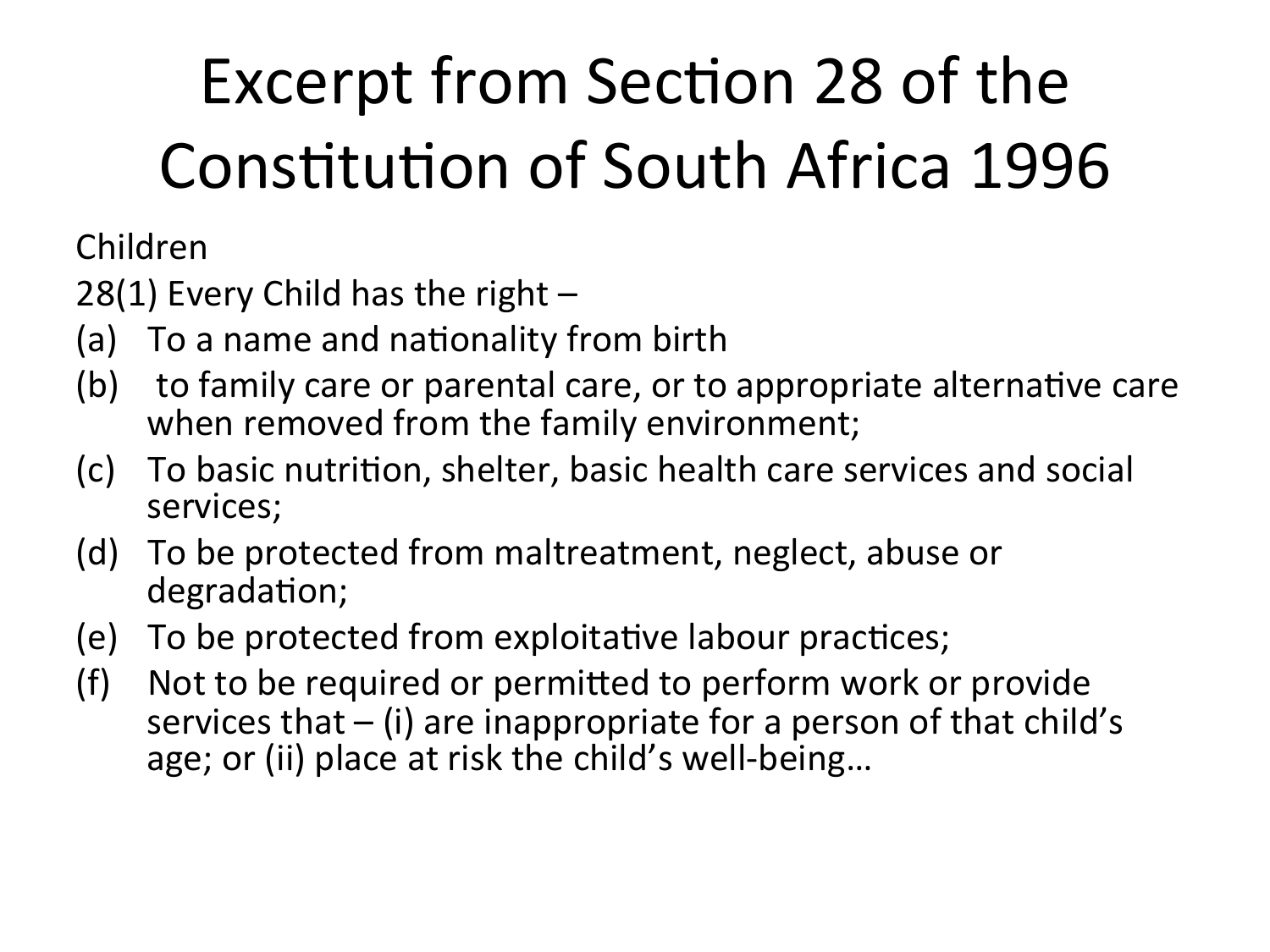# Excerpt from Section 28 of the Constitution of South Africa 1996

Children

28(1) Every Child has the right –

(a) To a name and nationality from birth
(b) to family care or parental care, or to appropriate alternative care when removed from the family environment;
(c) To basic nutrition, shelter, basic health care services and social services;
(d) To be protected from maltreatment, neglect, abuse or degradation;
(e) To be protected from exploitative labour practices;
(f) Not to be required or permitted to perform work or provide services that – (i) are inappropriate for a person of that child's age; or (ii) place at risk the child's well-being…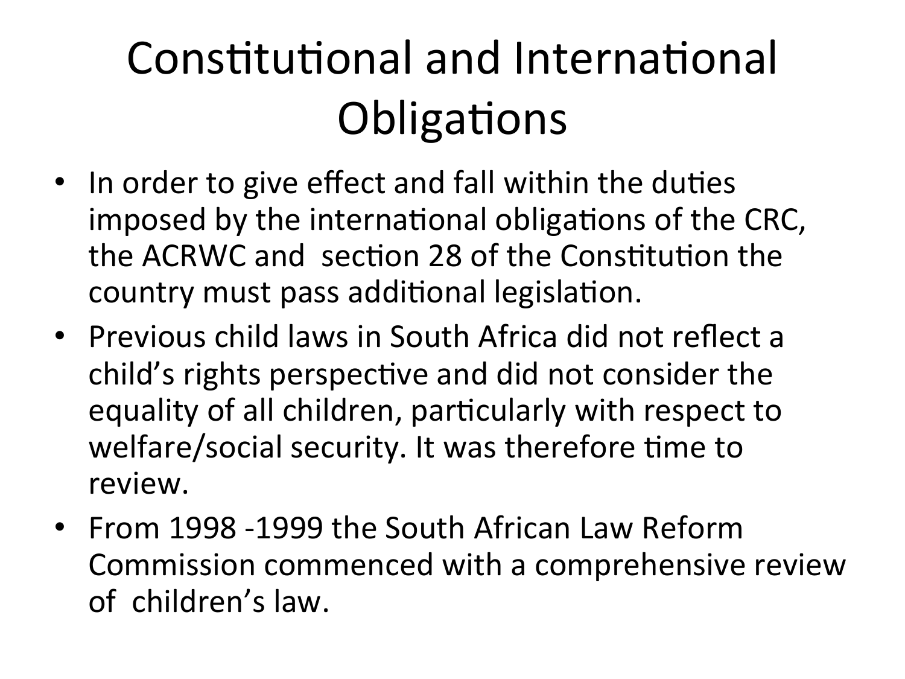# Constitutional and International Obligations

- In order to give effect and fall within the duties imposed by the international obligations of the CRC, the ACRWC and section 28 of the Constitution the country must pass additional legislation.
- Previous child laws in South Africa did not reflect a child's rights perspective and did not consider the equality of all children, particularly with respect to welfare/social security. It was therefore time to review.
- From 1998 -1999 the South African Law Reform Commission commenced with a comprehensive review of children's law.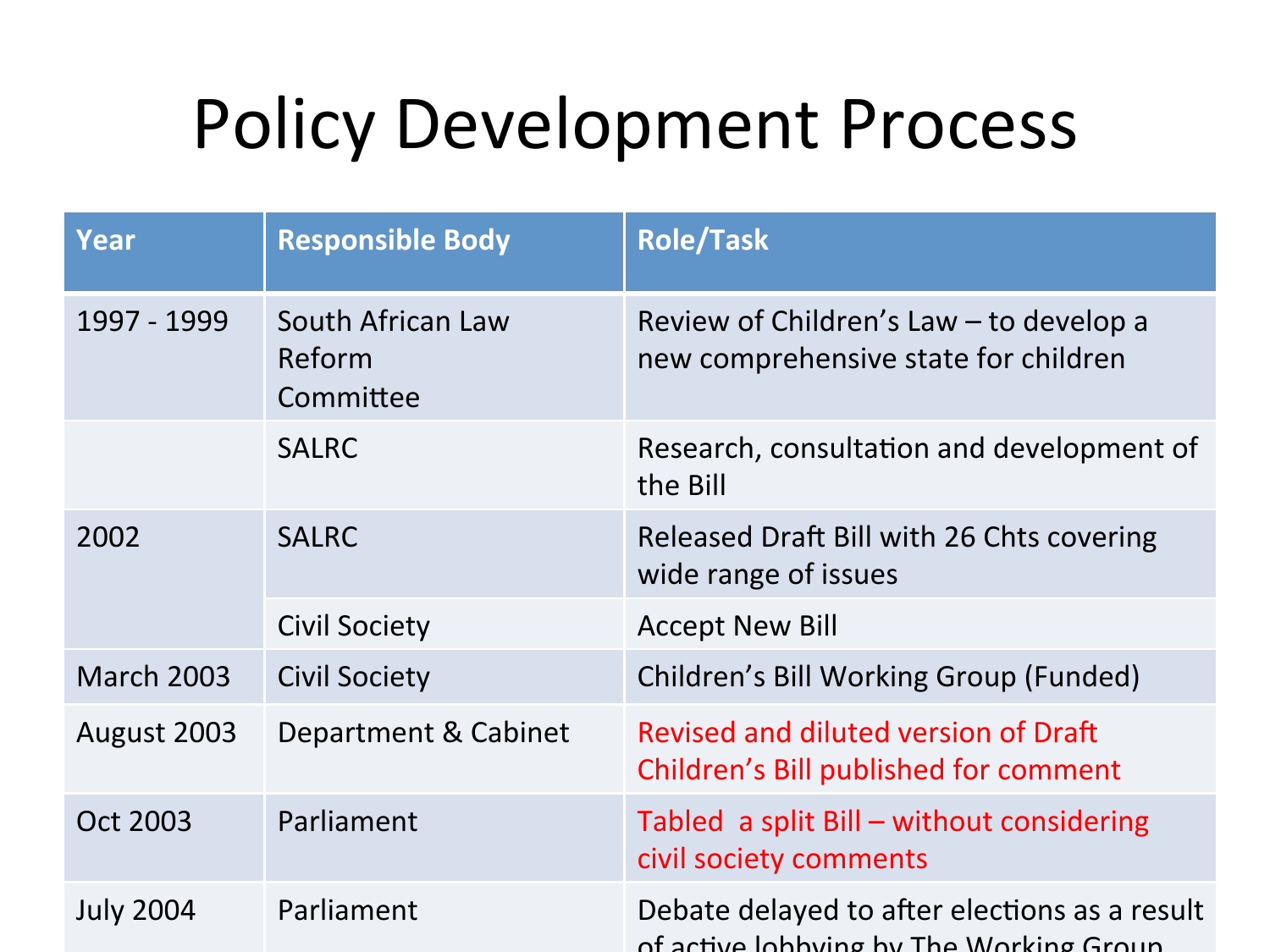# Policy Development Process

| Year | Responsible Body | Role/Task |
|---|---|---|
| 1997 - 1999 | South African Law Reform Committee | Review of Children's Law – to develop a new comprehensive state for children |
| | SALRC | Research, consultation and development of the Bill |
| 2002 | SALRC | Released Draft Bill with 26 Chts covering wide range of issues |
| | Civil Society | Accept New Bill |
| March 2003 | Civil Society | Children's Bill Working Group (Funded) |
| August 2003 | Department & Cabinet | Revised and diluted version of Draft Children's Bill published for comment |
| Oct 2003 | Parliament | Tabled a split Bill – without considering civil society comments |
| July 2004 | Parliament | Debate delayed to after elections as a result of active lobbying by The Working Group |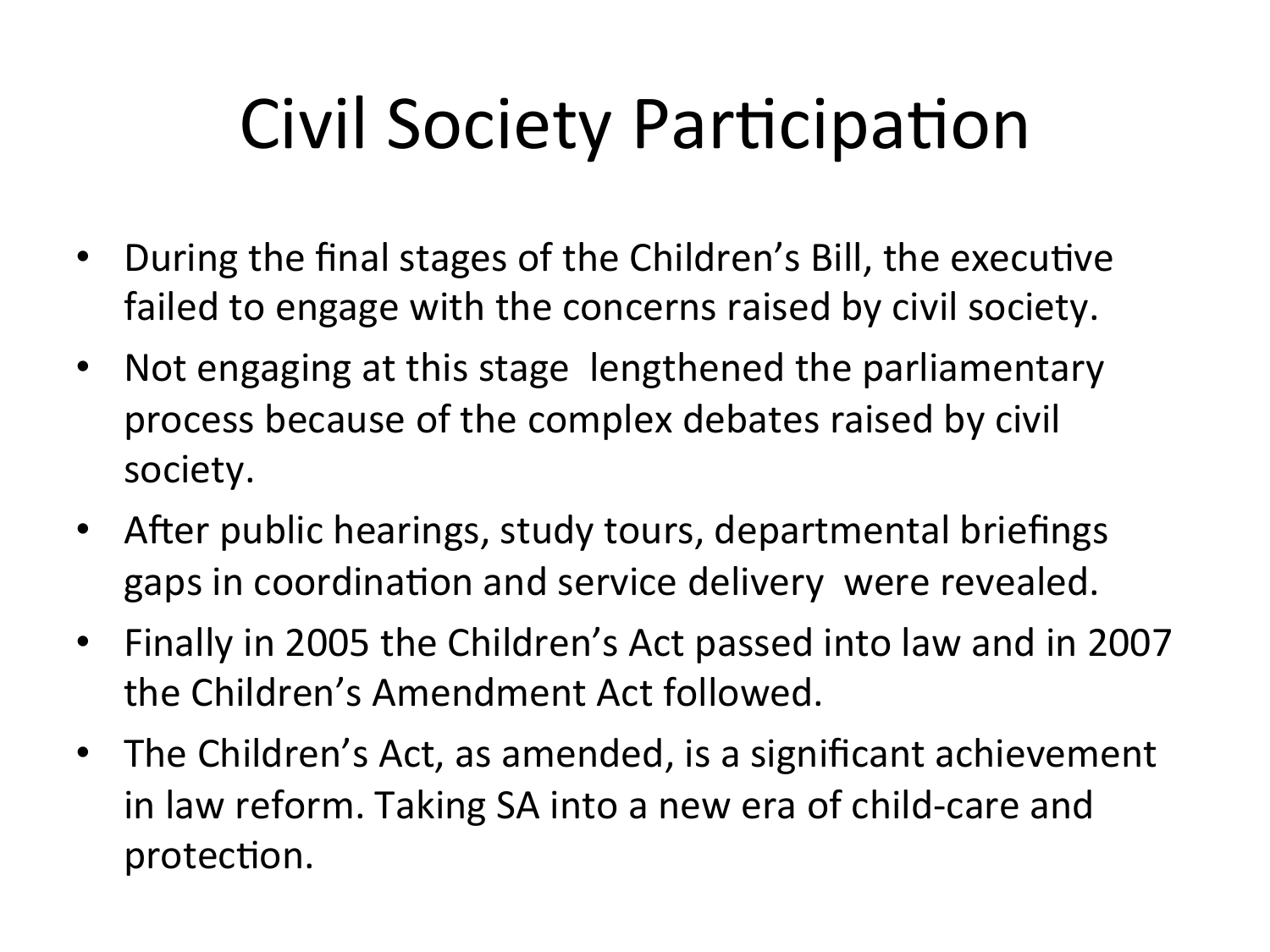# Civil Society Participation

- During the final stages of the Children's Bill, the executive failed to engage with the concerns raised by civil society.
- Not engaging at this stage lengthened the parliamentary process because of the complex debates raised by civil society.
- After public hearings, study tours, departmental briefings gaps in coordination and service delivery were revealed.
- Finally in 2005 the Children's Act passed into law and in 2007 the Children's Amendment Act followed.
- The Children's Act, as amended, is a significant achievement in law reform. Taking SA into a new era of child-care and protection.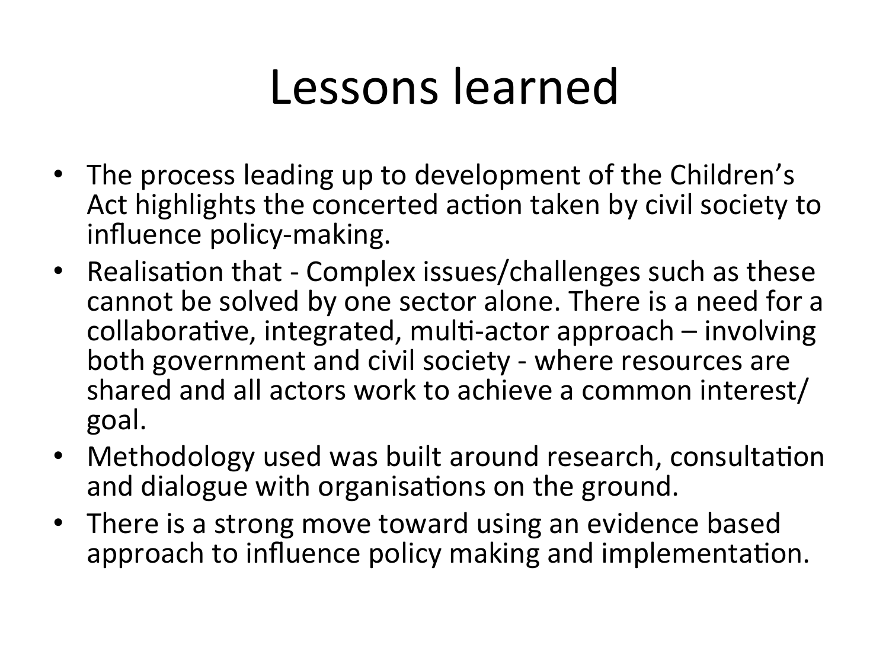# Lessons learned

- The process leading up to development of the Children's Act highlights the concerted action taken by civil society to influence policy-making.
- Realisation that - Complex issues/challenges such as these cannot be solved by one sector alone. There is a need for a collaborative, integrated, multi-actor approach – involving both government and civil society - where resources are shared and all actors work to achieve a common interest/goal.
- Methodology used was built around research, consultation and dialogue with organisations on the ground.
- There is a strong move toward using an evidence based approach to influence policy making and implementation.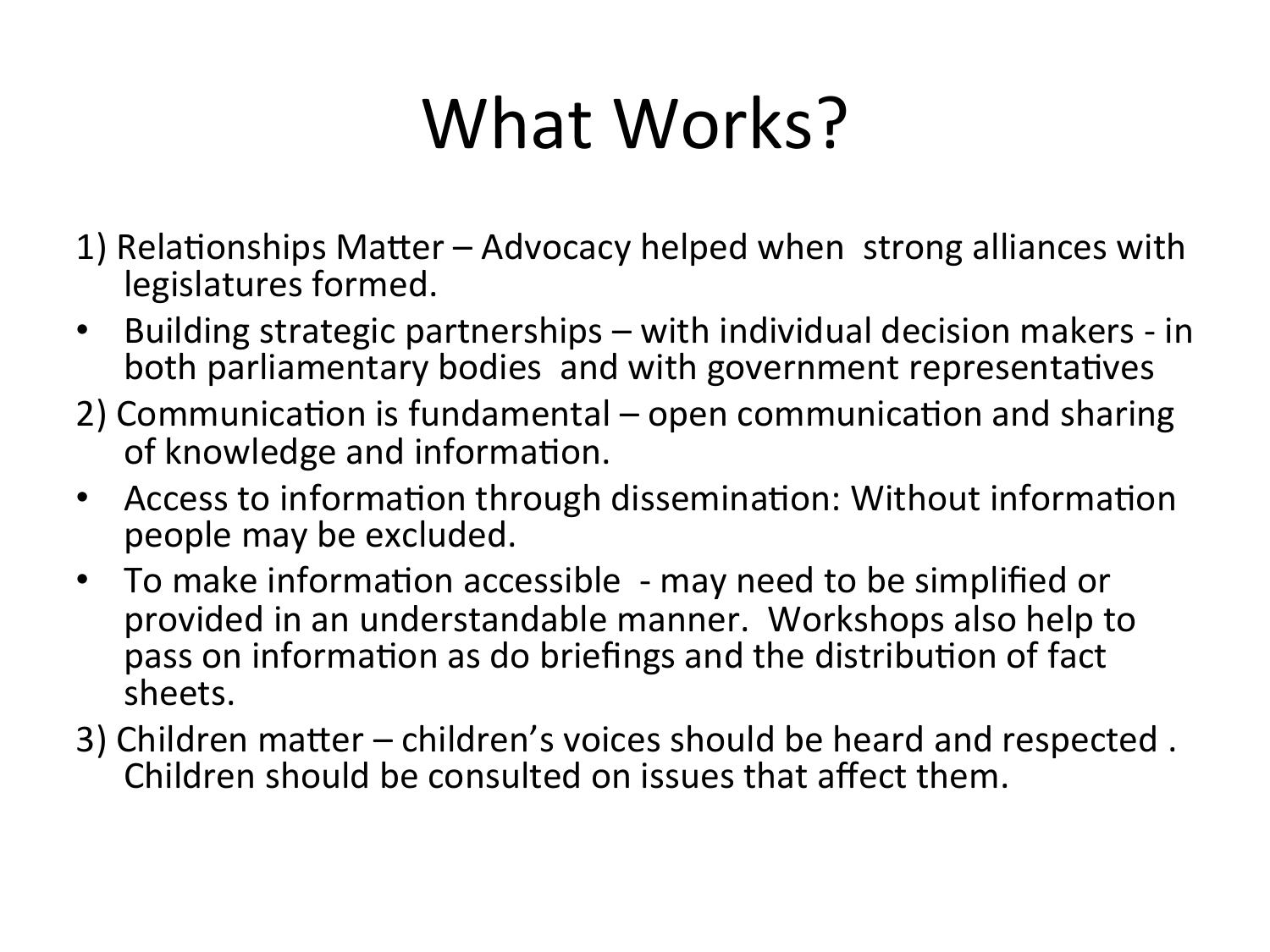# What Works?

1) Relationships Matter – Advocacy helped when strong alliances with legislatures formed.

- Building strategic partnerships – with individual decision makers - in both parliamentary bodies and with government representatives

2) Communication is fundamental – open communication and sharing of knowledge and information.

- Access to information through dissemination: Without information people may be excluded.
- To make information accessible - may need to be simplified or provided in an understandable manner. Workshops also help to pass on information as do briefings and the distribution of fact sheets.

3) Children matter – children's voices should be heard and respected . Children should be consulted on issues that affect them.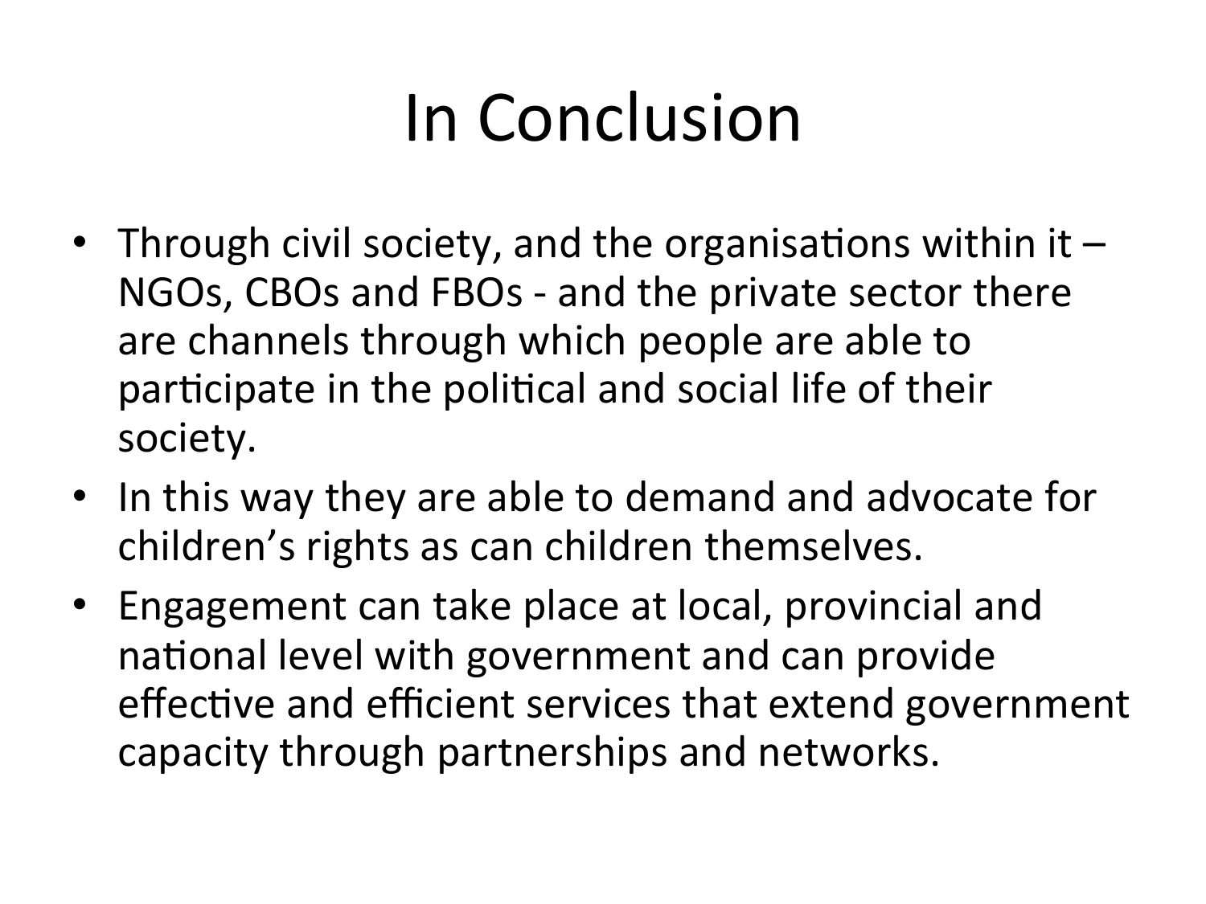# In Conclusion

- Through civil society, and the organisations within it – NGOs, CBOs and FBOs - and the private sector there are channels through which people are able to participate in the political and social life of their society.
- In this way they are able to demand and advocate for children's rights as can children themselves.
- Engagement can take place at local, provincial and national level with government and can provide effective and efficient services that extend government capacity through partnerships and networks.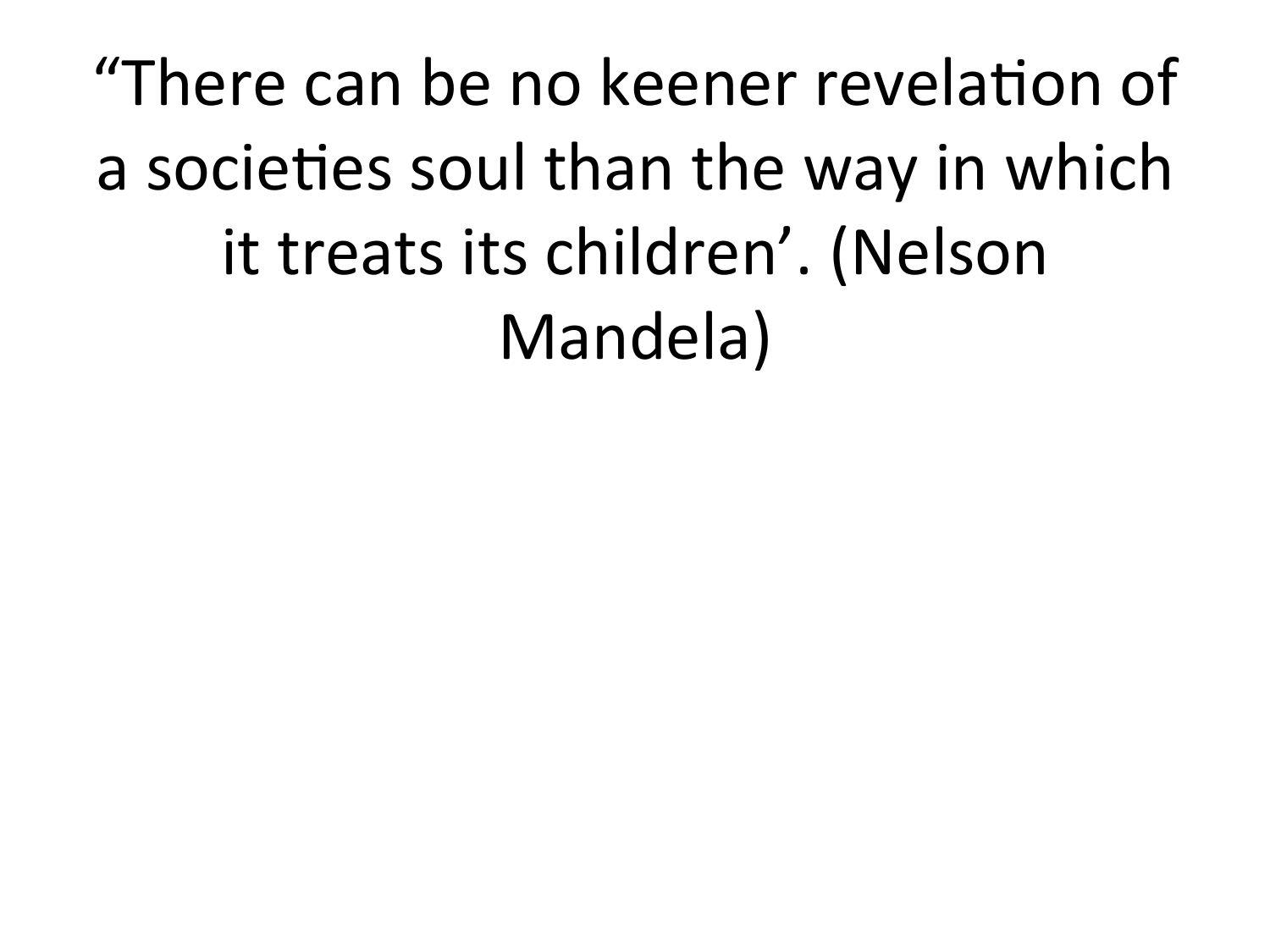“There can be no keener revelation of a societies soul than the way in which it treats its children’. (Nelson Mandela)